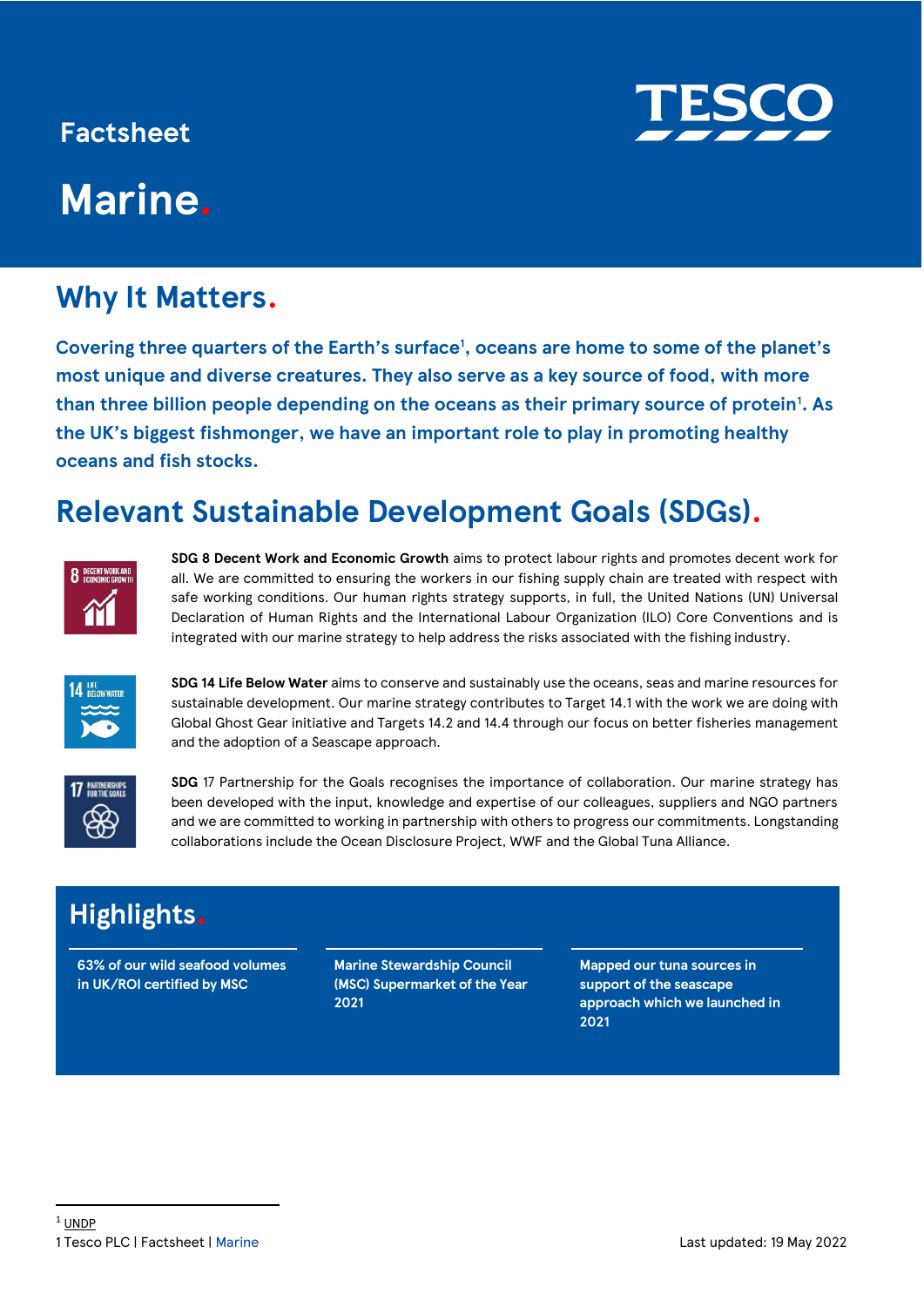Factsheet

# Marine.

## Why It Matters.

**Covering three quarters of the Earth's surface[1], oceans are home to some of the planet's most unique and diverse creatures. They also serve as a key source of food, with more than three billion people depending on the oceans as their primary source of protein[1]. As the UK's biggest fishmonger, we have an important role to play in promoting healthy oceans and fish stocks.**

## Relevant Sustainable Development Goals (SDGs).

**SDG 8 Decent Work and Economic Growth** aims to protect labour rights and promotes decent work for all. We are committed to ensuring the workers in our fishing supply chain are treated with respect with safe working conditions. Our human rights strategy supports, in full, the United Nations (UN) Universal Declaration of Human Rights and the International Labour Organization (ILO) Core Conventions and is integrated with our marine strategy to help address the risks associated with the fishing industry.

**SDG 14 Life Below Water** aims to conserve and sustainably use the oceans, seas and marine resources for sustainable development. Our marine strategy contributes to Target 14.1 with the work we are doing with Global Ghost Gear initiative and Targets 14.2 and 14.4 through our focus on better fisheries management and the adoption of a Seascape approach.

**SDG** 17 Partnership for the Goals recognises the importance of collaboration. Our marine strategy has been developed with the input, knowledge and expertise of our colleagues, suppliers and NGO partners and we are committed to working in partnership with others to progress our commitments. Longstanding collaborations include the Ocean Disclosure Project, WWF and the Global Tuna Alliance.

## Highlights.

- **63% of our wild seafood volumes in UK/ROI certified by MSC**
- **Marine Stewardship Council (MSC) Supermarket of the Year 2021**
- **Mapped our tuna sources in support of the seascape approach which we launched in 2021**

[1] UNDP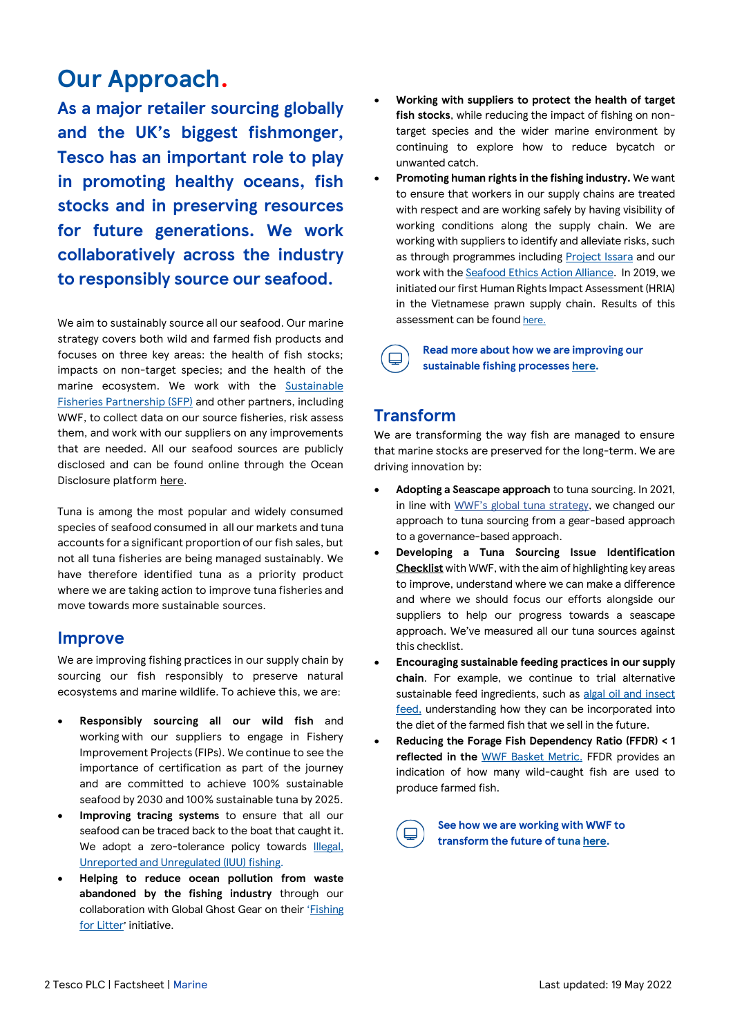# Our Approach.

## As a major retailer sourcing globally and the UK's biggest fishmonger, Tesco has an important role to play in promoting healthy oceans, fish stocks and in preserving resources for future generations. We work collaboratively across the industry to responsibly source our seafood.

We aim to sustainably source all our seafood. Our marine strategy covers both wild and farmed fish products and focuses on three key areas: the health of fish stocks; impacts on non-target species; and the health of the marine ecosystem. We work with the Sustainable Fisheries Partnership (SFP) and other partners, including WWF, to collect data on our source fisheries, risk assess them, and work with our suppliers on any improvements that are needed. All our seafood sources are publicly disclosed and can be found online through the Ocean Disclosure platform here.

Tuna is among the most popular and widely consumed species of seafood consumed in all our markets and tuna accounts for a significant proportion of our fish sales, but not all tuna fisheries are being managed sustainably. We have therefore identified tuna as a priority product where we are taking action to improve tuna fisheries and move towards more sustainable sources.

## Improve

We are improving fishing practices in our supply chain by sourcing our fish responsibly to preserve natural ecosystems and marine wildlife. To achieve this, we are:

- **Responsibly sourcing all our wild fish** and working with our suppliers to engage in Fishery Improvement Projects (FIPs). We continue to see the importance of certification as part of the journey and are committed to achieve 100% sustainable seafood by 2030 and 100% sustainable tuna by 2025.
- **Improving tracing systems** to ensure that all our seafood can be traced back to the boat that caught it. We adopt a zero-tolerance policy towards Illegal, Unreported and Unregulated (IUU) fishing.
- **Helping to reduce ocean pollution from waste abandoned by the fishing industry** through our collaboration with Global Ghost Gear on their 'Fishing for Litter' initiative.
- **Working with suppliers to protect the health of target fish stocks**, while reducing the impact of fishing on non-target species and the wider marine environment by continuing to explore how to reduce bycatch or unwanted catch.
- **Promoting human rights in the fishing industry.** We want to ensure that workers in our supply chains are treated with respect and are working safely by having visibility of working conditions along the supply chain. We are working with suppliers to identify and alleviate risks, such as through programmes including Project Issara and our work with the Seafood Ethics Action Alliance. In 2019, we initiated our first Human Rights Impact Assessment (HRIA) in the Vietnamese prawn supply chain. Results of this assessment can be found here.

**Read more about how we are improving our sustainable fishing processes here.**

## Transform

We are transforming the way fish are managed to ensure that marine stocks are preserved for the long-term. We are driving innovation by:

- **Adopting a Seascape approach** to tuna sourcing. In 2021, in line with WWF's global tuna strategy, we changed our approach to tuna sourcing from a gear-based approach to a governance-based approach.
- **Developing a Tuna Sourcing Issue Identification Checklist** with WWF, with the aim of highlighting key areas to improve, understand where we can make a difference and where we should focus our efforts alongside our suppliers to help our progress towards a seascape approach. We've measured all our tuna sources against this checklist.
- **Encouraging sustainable feeding practices in our supply chain**. For example, we continue to trial alternative sustainable feed ingredients, such as algal oil and insect feed, understanding how they can be incorporated into the diet of the farmed fish that we sell in the future.
- **Reducing the Forage Fish Dependency Ratio (FFDR) < 1 reflected in the WWF Basket Metric.** FFDR provides an indication of how many wild-caught fish are used to produce farmed fish.

**See how we are working with WWF to transform the future of tuna here.**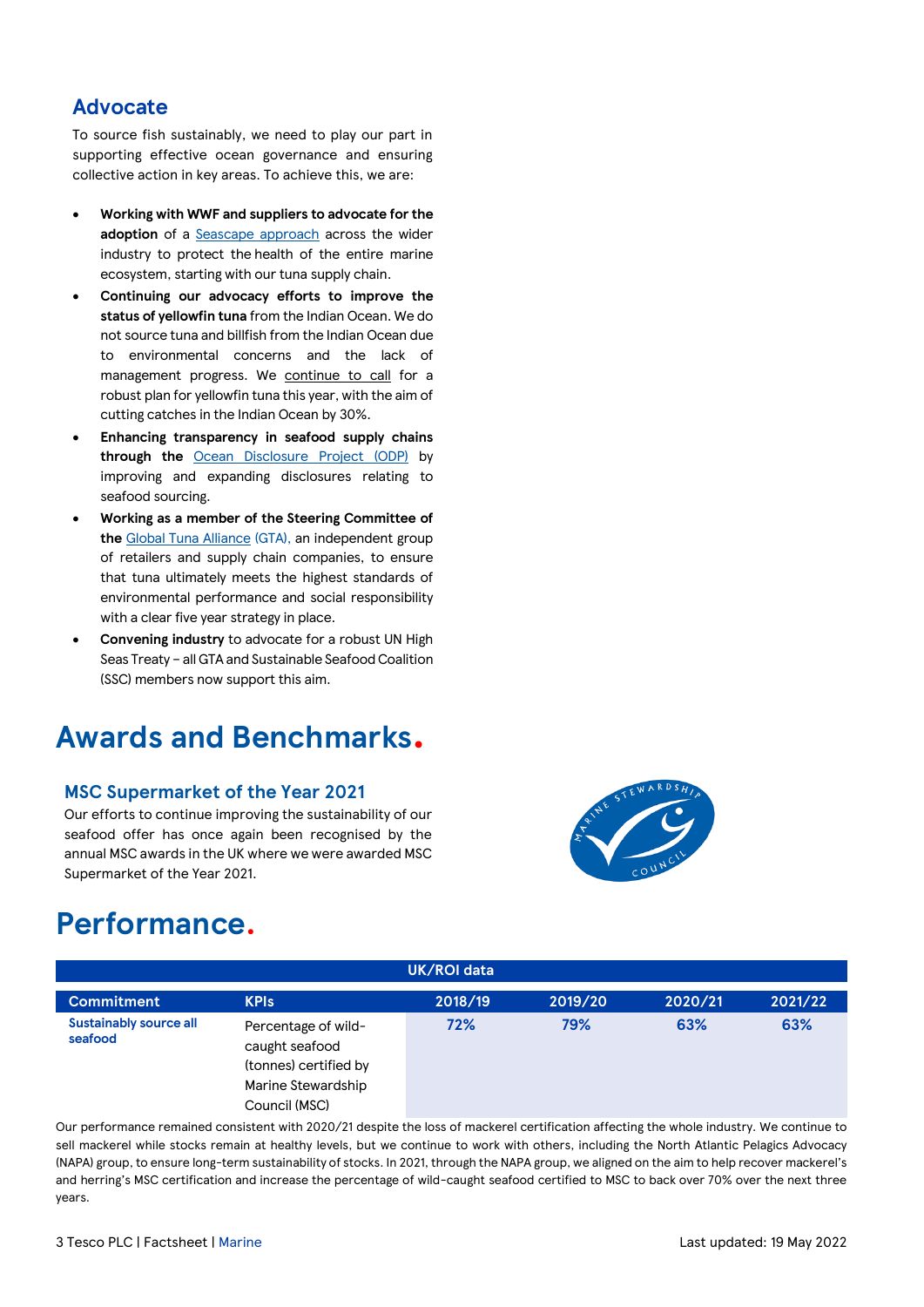## Advocate

To source fish sustainably, we need to play our part in supporting effective ocean governance and ensuring collective action in key areas. To achieve this, we are:

- **Working with WWF and suppliers to advocate for the adoption** of a Seascape approach across the wider industry to protect the health of the entire marine ecosystem, starting with our tuna supply chain.
- **Continuing our advocacy efforts to improve the status of yellowfin tuna** from the Indian Ocean. We do not source tuna and billfish from the Indian Ocean due to environmental concerns and the lack of management progress. We continue to call for a robust plan for yellowfin tuna this year, with the aim of cutting catches in the Indian Ocean by 30%.
- **Enhancing transparency in seafood supply chains through the** Ocean Disclosure Project (ODP) by improving and expanding disclosures relating to seafood sourcing.
- **Working as a member of the Steering Committee of the** Global Tuna Alliance (GTA), an independent group of retailers and supply chain companies, to ensure that tuna ultimately meets the highest standards of environmental performance and social responsibility with a clear five year strategy in place.
- **Convening industry** to advocate for a robust UN High Seas Treaty – all GTA and Sustainable Seafood Coalition (SSC) members now support this aim.

# Awards and Benchmarks.

### MSC Supermarket of the Year 2021

Our efforts to continue improving the sustainability of our seafood offer has once again been recognised by the annual MSC awards in the UK where we were awarded MSC Supermarket of the Year 2021.

# Performance.

| UK/ROI data | | | | | |
|---|---|---|---|---|---|
| **Commitment** | **KPIs** | **2018/19** | **2019/20** | **2020/21** | **2021/22** |
| **Sustainably source all seafood** | Percentage of wild-caught seafood (tonnes) certified by Marine Stewardship Council (MSC) | **72%** | **79%** | **63%** | **63%** |

Our performance remained consistent with 2020/21 despite the loss of mackerel certification affecting the whole industry. We continue to sell mackerel while stocks remain at healthy levels, but we continue to work with others, including the North Atlantic Pelagics Advocacy (NAPA) group, to ensure long-term sustainability of stocks. In 2021, through the NAPA group, we aligned on the aim to help recover mackerel's and herring's MSC certification and increase the percentage of wild-caught seafood certified to MSC to back over 70% over the next three years.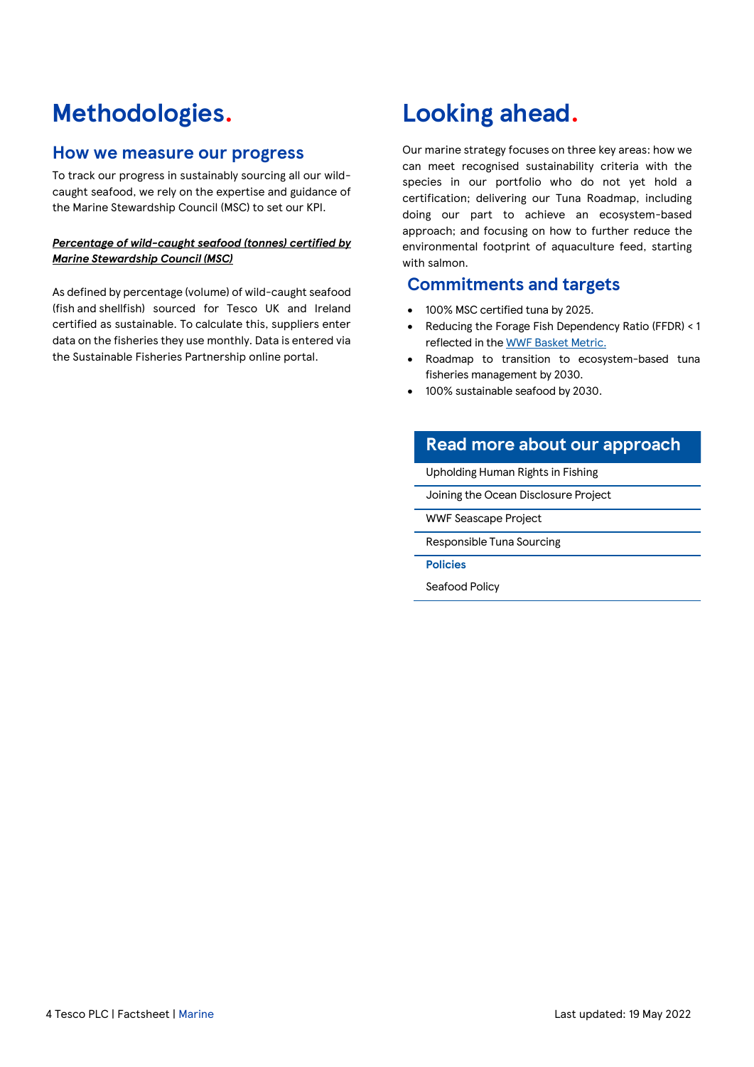# Methodologies.

## How we measure our progress

To track our progress in sustainably sourcing all our wild-caught seafood, we rely on the expertise and guidance of the Marine Stewardship Council (MSC) to set our KPI.

***Percentage of wild-caught seafood (tonnes) certified by Marine Stewardship Council (MSC)***

As defined by percentage (volume) of wild-caught seafood (fish and shellfish) sourced for Tesco UK and Ireland certified as sustainable. To calculate this, suppliers enter data on the fisheries they use monthly. Data is entered via the Sustainable Fisheries Partnership online portal.

# Looking ahead.

Our marine strategy focuses on three key areas: how we can meet recognised sustainability criteria with the species in our portfolio who do not yet hold a certification; delivering our Tuna Roadmap, including doing our part to achieve an ecosystem-based approach; and focusing on how to further reduce the environmental footprint of aquaculture feed, starting with salmon.

## Commitments and targets

- 100% MSC certified tuna by 2025.
- Reducing the Forage Fish Dependency Ratio (FFDR) < 1 reflected in the WWF Basket Metric.
- Roadmap to transition to ecosystem-based tuna fisheries management by 2030.
- 100% sustainable seafood by 2030.

## Read more about our approach

- Upholding Human Rights in Fishing
- Joining the Ocean Disclosure Project
- WWF Seascape Project
- Responsible Tuna Sourcing

**Policies**

- Seafood Policy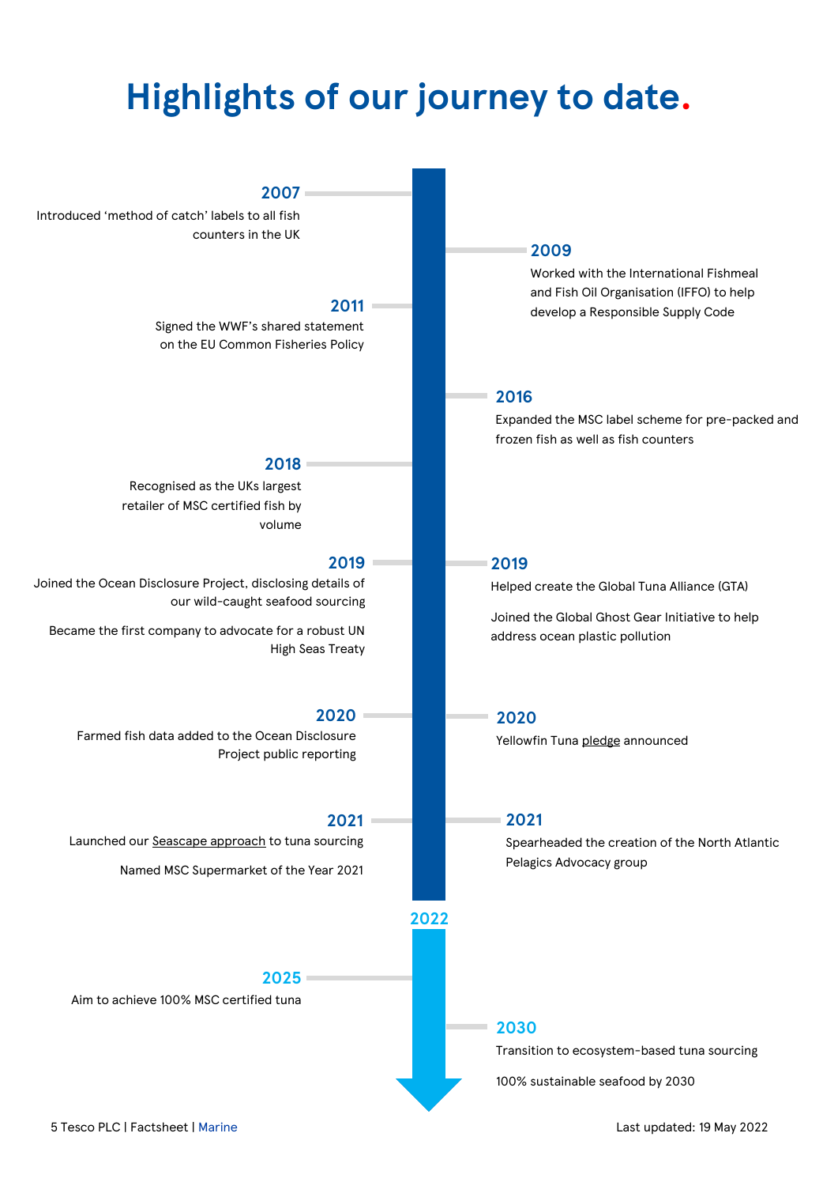# Highlights of our journey to date.

**2007**
Introduced 'method of catch' labels to all fish counters in the UK

**2009**
Worked with the International Fishmeal and Fish Oil Organisation (IFFO) to help develop a Responsible Supply Code

**2011**
Signed the WWF's shared statement on the EU Common Fisheries Policy

**2016**
Expanded the MSC label scheme for pre-packed and frozen fish as well as fish counters

**2018**
Recognised as the UKs largest retailer of MSC certified fish by volume

**2019**
Joined the Ocean Disclosure Project, disclosing details of our wild-caught seafood sourcing

Became the first company to advocate for a robust UN High Seas Treaty

**2019**
Helped create the Global Tuna Alliance (GTA)

Joined the Global Ghost Gear Initiative to help address ocean plastic pollution

**2020**
Farmed fish data added to the Ocean Disclosure Project public reporting

**2020**
Yellowfin Tuna pledge announced

**2021**
Launched our Seascape approach to tuna sourcing

Named MSC Supermarket of the Year 2021

**2021**
Spearheaded the creation of the North Atlantic Pelagics Advocacy group

**2022**

**2025**
Aim to achieve 100% MSC certified tuna

**2030**
Transition to ecosystem-based tuna sourcing

100% sustainable seafood by 2030

Tesco PLC | Factsheet | Marine

Last updated: 19 May 2022